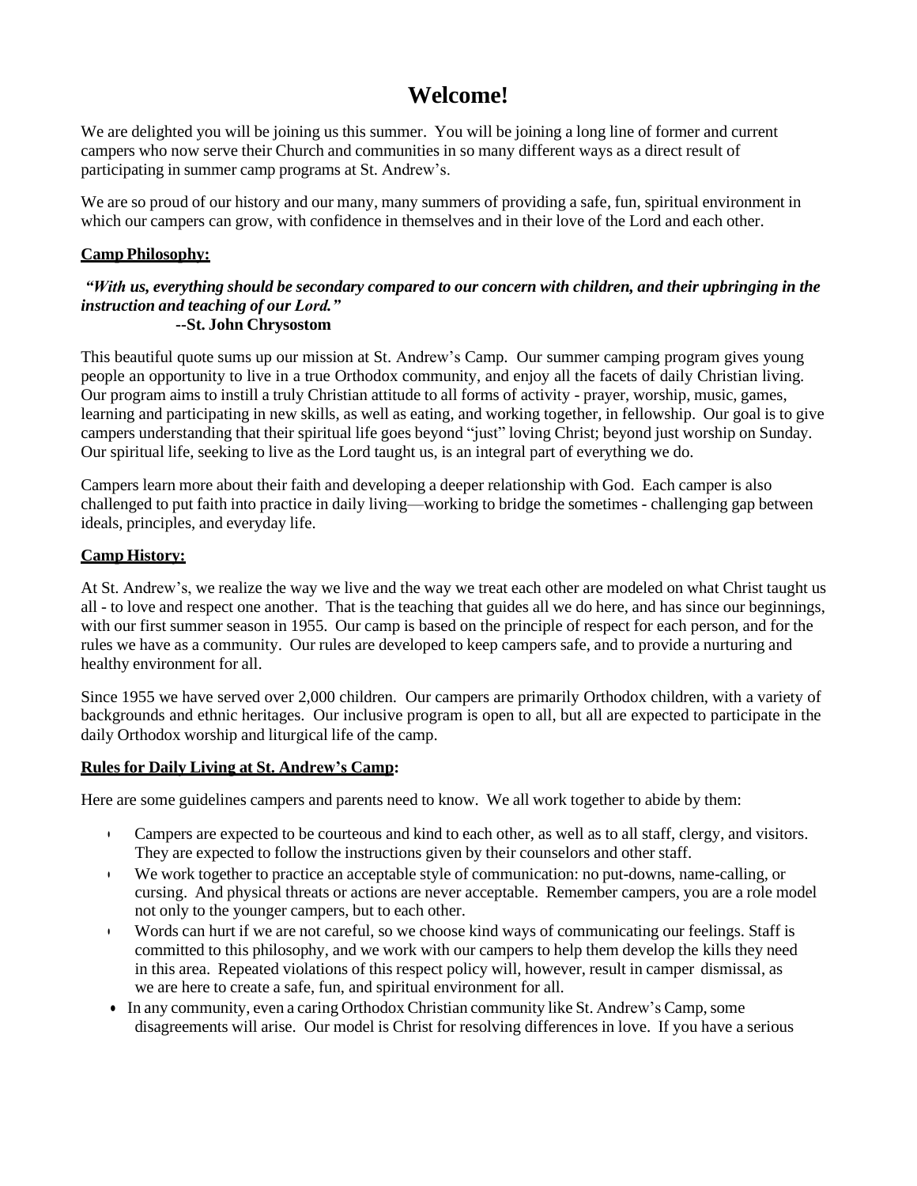# Welcome!

We are delighted you will be joining us this summer. You will be joining a long line of former and current campers who now serve their Church and communities in so many different ways as a direct result of participating in summer camp programs at St. Andrew's.

We are so proud of our history and our many, many summers of providing a safe, fun, spiritual environment in which our campers can grow, with confidence in themselves and in their love of the Lord and each other.

**Camp Philosophy:**

***"With us, everything should be secondary compared to our concern with children, and their upbringing in the instruction and teaching of our Lord."***
**--St. John Chrysostom**

This beautiful quote sums up our mission at St. Andrew's Camp. Our summer camping program gives young people an opportunity to live in a true Orthodox community, and enjoy all the facets of daily Christian living. Our program aims to instill a truly Christian attitude to all forms of activity - prayer, worship, music, games, learning and participating in new skills, as well as eating, and working together, in fellowship. Our goal is to give campers understanding that their spiritual life goes beyond "just" loving Christ; beyond just worship on Sunday. Our spiritual life, seeking to live as the Lord taught us, is an integral part of everything we do.

Campers learn more about their faith and developing a deeper relationship with God. Each camper is also challenged to put faith into practice in daily living—working to bridge the sometimes - challenging gap between ideals, principles, and everyday life.

**Camp History:**

At St. Andrew's, we realize the way we live and the way we treat each other are modeled on what Christ taught us all - to love and respect one another. That is the teaching that guides all we do here, and has since our beginnings, with our first summer season in 1955. Our camp is based on the principle of respect for each person, and for the rules we have as a community. Our rules are developed to keep campers safe, and to provide a nurturing and healthy environment for all.

Since 1955 we have served over 2,000 children. Our campers are primarily Orthodox children, with a variety of backgrounds and ethnic heritages. Our inclusive program is open to all, but all are expected to participate in the daily Orthodox worship and liturgical life of the camp.

**Rules for Daily Living at St. Andrew's Camp:**

Here are some guidelines campers and parents need to know. We all work together to abide by them:

- Campers are expected to be courteous and kind to each other, as well as to all staff, clergy, and visitors. They are expected to follow the instructions given by their counselors and other staff.
- We work together to practice an acceptable style of communication: no put-downs, name-calling, or cursing. And physical threats or actions are never acceptable. Remember campers, you are a role model not only to the younger campers, but to each other.
- Words can hurt if we are not careful, so we choose kind ways of communicating our feelings. Staff is committed to this philosophy, and we work with our campers to help them develop the kills they need in this area. Repeated violations of this respect policy will, however, result in camper dismissal, as we are here to create a safe, fun, and spiritual environment for all.
- In any community, even a caring Orthodox Christian community like St. Andrew's Camp, some disagreements will arise. Our model is Christ for resolving differences in love. If you have a serious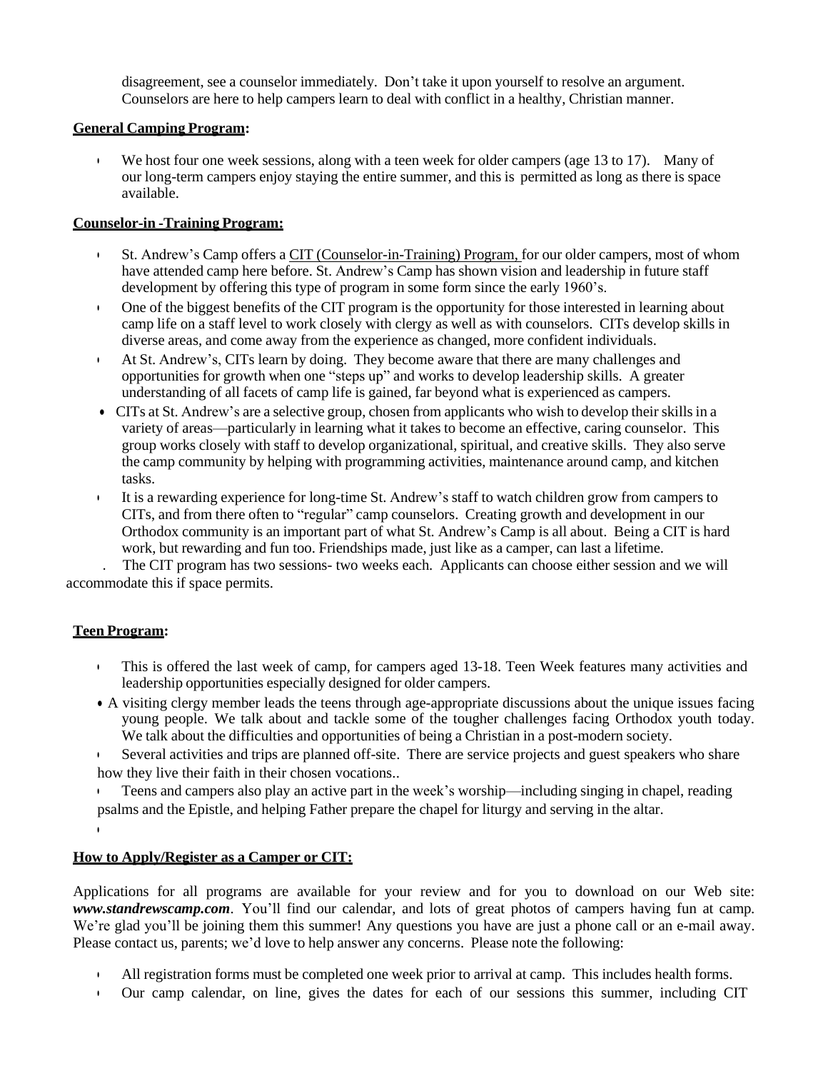disagreement, see a counselor immediately. Don't take it upon yourself to resolve an argument. Counselors are here to help campers learn to deal with conflict in a healthy, Christian manner.

**General Camping Program:**

- We host four one week sessions, along with a teen week for older campers (age 13 to 17). Many of our long-term campers enjoy staying the entire summer, and this is permitted as long as there is space available.

**Counselor-in -Training Program:**

- St. Andrew's Camp offers a CIT (Counselor-in-Training) Program, for our older campers, most of whom have attended camp here before. St. Andrew's Camp has shown vision and leadership in future staff development by offering this type of program in some form since the early 1960's.
- One of the biggest benefits of the CIT program is the opportunity for those interested in learning about camp life on a staff level to work closely with clergy as well as with counselors. CITs develop skills in diverse areas, and come away from the experience as changed, more confident individuals.
- At St. Andrew's, CITs learn by doing. They become aware that there are many challenges and opportunities for growth when one "steps up" and works to develop leadership skills. A greater understanding of all facets of camp life is gained, far beyond what is experienced as campers.
- CITs at St. Andrew's are a selective group, chosen from applicants who wish to develop their skills in a variety of areas—particularly in learning what it takes to become an effective, caring counselor. This group works closely with staff to develop organizational, spiritual, and creative skills. They also serve the camp community by helping with programming activities, maintenance around camp, and kitchen tasks.
- It is a rewarding experience for long-time St. Andrew's staff to watch children grow from campers to CITs, and from there often to "regular" camp counselors. Creating growth and development in our Orthodox community is an important part of what St. Andrew's Camp is all about. Being a CIT is hard work, but rewarding and fun too. Friendships made, just like as a camper, can last a lifetime.

. The CIT program has two sessions- two weeks each. Applicants can choose either session and we will accommodate this if space permits.

**Teen Program:**

- This is offered the last week of camp, for campers aged 13-18. Teen Week features many activities and leadership opportunities especially designed for older campers.
- A visiting clergy member leads the teens through age-appropriate discussions about the unique issues facing young people. We talk about and tackle some of the tougher challenges facing Orthodox youth today. We talk about the difficulties and opportunities of being a Christian in a post-modern society.
- Several activities and trips are planned off-site. There are service projects and guest speakers who share how they live their faith in their chosen vocations..
- Teens and campers also play an active part in the week's worship—including singing in chapel, reading psalms and the Epistle, and helping Father prepare the chapel for liturgy and serving in the altar.

**How to Apply/Register as a Camper or CIT:**

Applications for all programs are available for your review and for you to download on our Web site: ***www.standrewscamp.com***. You'll find our calendar, and lots of great photos of campers having fun at camp. We're glad you'll be joining them this summer! Any questions you have are just a phone call or an e-mail away. Please contact us, parents; we'd love to help answer any concerns. Please note the following:

- All registration forms must be completed one week prior to arrival at camp. This includes health forms.
- Our camp calendar, on line, gives the dates for each of our sessions this summer, including CIT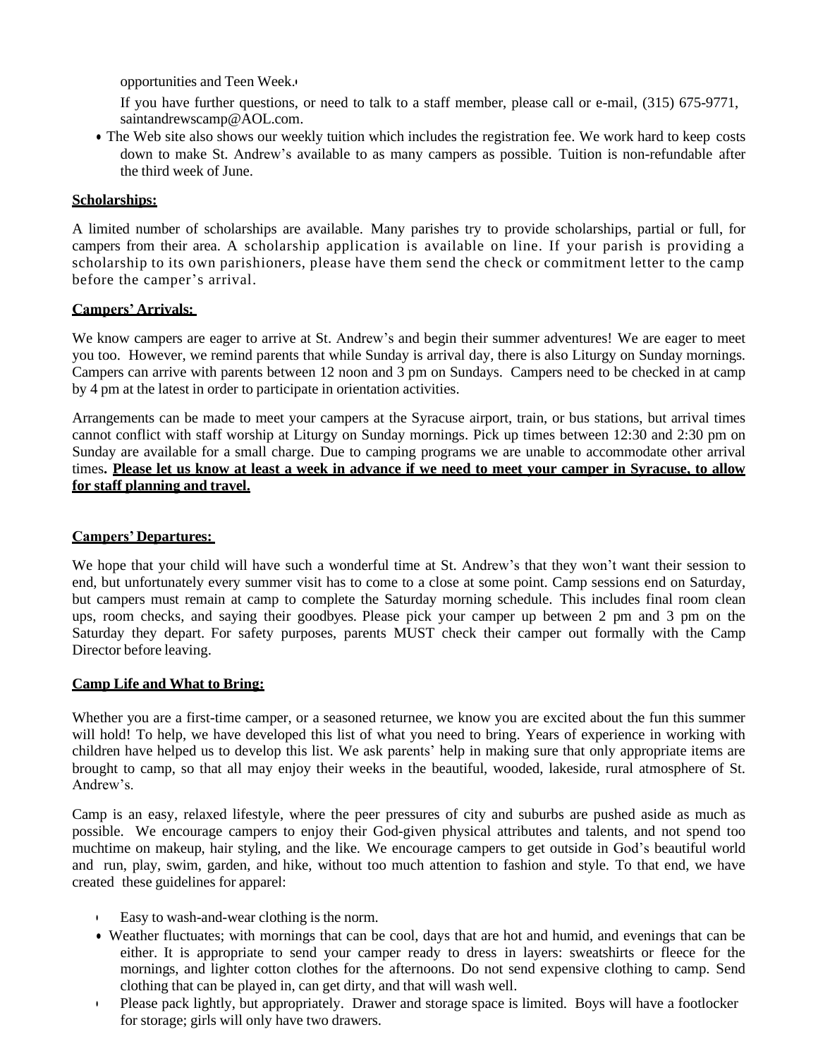opportunities and Teen Week.

If you have further questions, or need to talk to a staff member, please call or e-mail, (315) 675-9771, saintandrewscamp@AOL.com.

- The Web site also shows our weekly tuition which includes the registration fee. We work hard to keep costs down to make St. Andrew's available to as many campers as possible. Tuition is non-refundable after the third week of June.

**Scholarships:**

A limited number of scholarships are available. Many parishes try to provide scholarships, partial or full, for campers from their area. A scholarship application is available on line. If your parish is providing a scholarship to its own parishioners, please have them send the check or commitment letter to the camp before the camper's arrival.

**Campers' Arrivals:**

We know campers are eager to arrive at St. Andrew's and begin their summer adventures! We are eager to meet you too. However, we remind parents that while Sunday is arrival day, there is also Liturgy on Sunday mornings. Campers can arrive with parents between 12 noon and 3 pm on Sundays. Campers need to be checked in at camp by 4 pm at the latest in order to participate in orientation activities.

Arrangements can be made to meet your campers at the Syracuse airport, train, or bus stations, but arrival times cannot conflict with staff worship at Liturgy on Sunday mornings. Pick up times between 12:30 and 2:30 pm on Sunday are available for a small charge. Due to camping programs we are unable to accommodate other arrival times. **Please let us know at least a week in advance if we need to meet your camper in Syracuse, to allow for staff planning and travel.**

**Campers' Departures:**

We hope that your child will have such a wonderful time at St. Andrew's that they won't want their session to end, but unfortunately every summer visit has to come to a close at some point. Camp sessions end on Saturday, but campers must remain at camp to complete the Saturday morning schedule. This includes final room clean ups, room checks, and saying their goodbyes. Please pick your camper up between 2 pm and 3 pm on the Saturday they depart. For safety purposes, parents MUST check their camper out formally with the Camp Director before leaving.

**Camp Life and What to Bring:**

Whether you are a first-time camper, or a seasoned returnee, we know you are excited about the fun this summer will hold! To help, we have developed this list of what you need to bring. Years of experience in working with children have helped us to develop this list. We ask parents' help in making sure that only appropriate items are brought to camp, so that all may enjoy their weeks in the beautiful, wooded, lakeside, rural atmosphere of St. Andrew's.

Camp is an easy, relaxed lifestyle, where the peer pressures of city and suburbs are pushed aside as much as possible. We encourage campers to enjoy their God-given physical attributes and talents, and not spend too muchtime on makeup, hair styling, and the like. We encourage campers to get outside in God's beautiful world and run, play, swim, garden, and hike, without too much attention to fashion and style. To that end, we have created these guidelines for apparel:

- Easy to wash-and-wear clothing is the norm.
- Weather fluctuates; with mornings that can be cool, days that are hot and humid, and evenings that can be either. It is appropriate to send your camper ready to dress in layers: sweatshirts or fleece for the mornings, and lighter cotton clothes for the afternoons. Do not send expensive clothing to camp. Send clothing that can be played in, can get dirty, and that will wash well.
- Please pack lightly, but appropriately. Drawer and storage space is limited. Boys will have a footlocker for storage; girls will only have two drawers.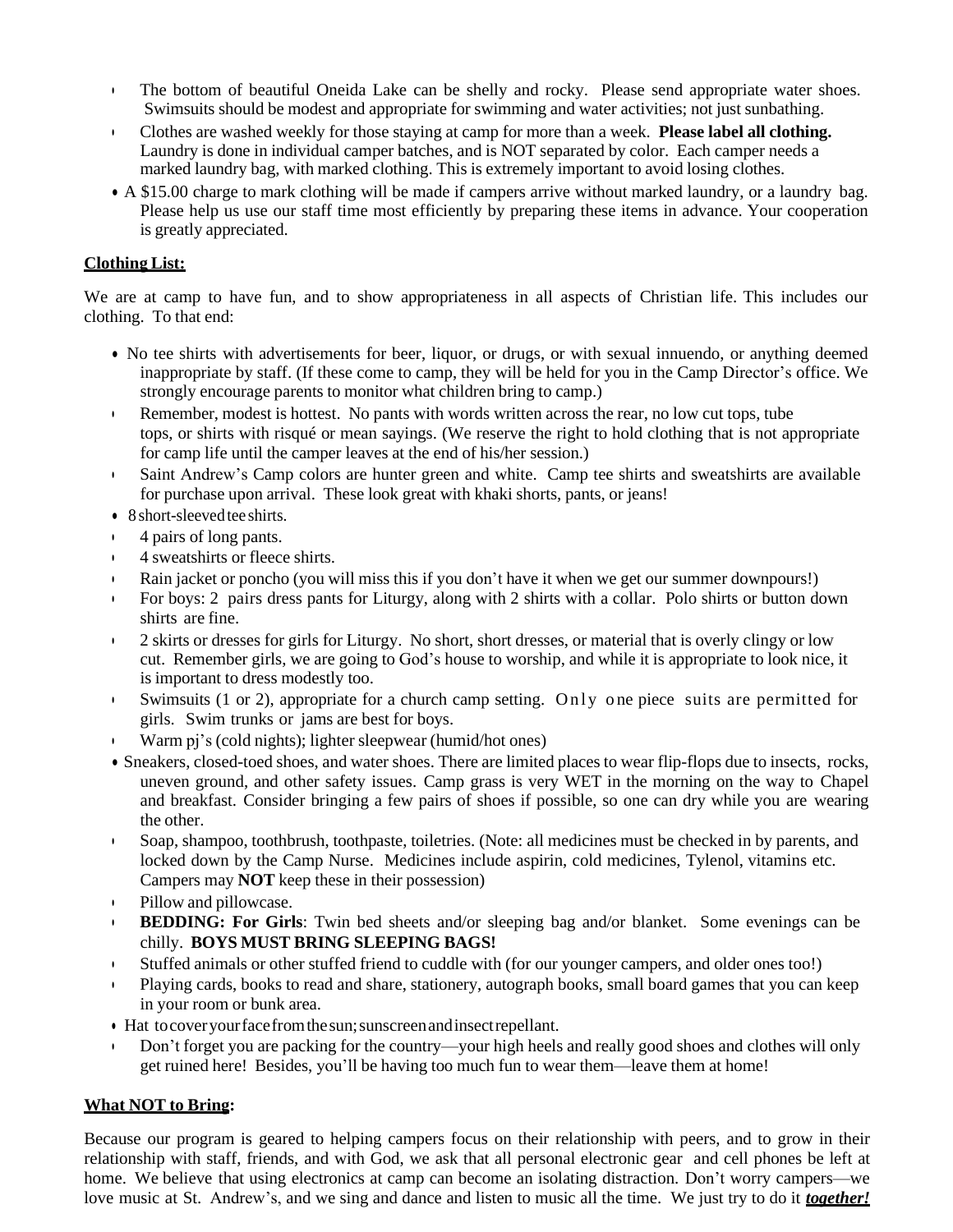- The bottom of beautiful Oneida Lake can be shelly and rocky. Please send appropriate water shoes. Swimsuits should be modest and appropriate for swimming and water activities; not just sunbathing.
- Clothes are washed weekly for those staying at camp for more than a week. **Please label all clothing.** Laundry is done in individual camper batches, and is NOT separated by color. Each camper needs a marked laundry bag, with marked clothing. This is extremely important to avoid losing clothes.
- A $15.00 charge to mark clothing will be made if campers arrive without marked laundry, or a laundry bag. Please help us use our staff time most efficiently by preparing these items in advance. Your cooperation is greatly appreciated.

**Clothing List:**

We are at camp to have fun, and to show appropriateness in all aspects of Christian life. This includes our clothing. To that end:

- No tee shirts with advertisements for beer, liquor, or drugs, or with sexual innuendo, or anything deemed inappropriate by staff. (If these come to camp, they will be held for you in the Camp Director's office. We strongly encourage parents to monitor what children bring to camp.)
- Remember, modest is hottest. No pants with words written across the rear, no low cut tops, tube tops, or shirts with risqué or mean sayings. (We reserve the right to hold clothing that is not appropriate for camp life until the camper leaves at the end of his/her session.)
- Saint Andrew's Camp colors are hunter green and white. Camp tee shirts and sweatshirts are available for purchase upon arrival. These look great with khaki shorts, pants, or jeans!
- 8 short-sleeved tee shirts.
- 4 pairs of long pants.
- 4 sweatshirts or fleece shirts.
- Rain jacket or poncho (you will miss this if you don't have it when we get our summer downpours!)
- For boys: 2 pairs dress pants for Liturgy, along with 2 shirts with a collar. Polo shirts or button down shirts are fine.
- 2 skirts or dresses for girls for Liturgy. No short, short dresses, or material that is overly clingy or low cut. Remember girls, we are going to God's house to worship, and while it is appropriate to look nice, it is important to dress modestly too.
- Swimsuits (1 or 2), appropriate for a church camp setting. Only one piece suits are permitted for girls. Swim trunks or jams are best for boys.
- Warm pj's (cold nights); lighter sleepwear (humid/hot ones)
- Sneakers, closed-toed shoes, and water shoes. There are limited places to wear flip-flops due to insects, rocks, uneven ground, and other safety issues. Camp grass is very WET in the morning on the way to Chapel and breakfast. Consider bringing a few pairs of shoes if possible, so one can dry while you are wearing the other.
- Soap, shampoo, toothbrush, toothpaste, toiletries. (Note: all medicines must be checked in by parents, and locked down by the Camp Nurse. Medicines include aspirin, cold medicines, Tylenol, vitamins etc. Campers may **NOT** keep these in their possession)
- Pillow and pillowcase.
- **BEDDING: For Girls**: Twin bed sheets and/or sleeping bag and/or blanket. Some evenings can be chilly. **BOYS MUST BRING SLEEPING BAGS!**
- Stuffed animals or other stuffed friend to cuddle with (for our younger campers, and older ones too!)
- Playing cards, books to read and share, stationery, autograph books, small board games that you can keep in your room or bunk area.
- Hat to cover your face from the sun; sunscreen and insect repellant.
- Don't forget you are packing for the country—your high heels and really good shoes and clothes will only get ruined here! Besides, you'll be having too much fun to wear them—leave them at home!

**What NOT to Bring:**

Because our program is geared to helping campers focus on their relationship with peers, and to grow in their relationship with staff, friends, and with God, we ask that all personal electronic gear and cell phones be left at home. We believe that using electronics at camp can become an isolating distraction. Don't worry campers—we love music at St. Andrew's, and we sing and dance and listen to music all the time. We just try to do it ***together!***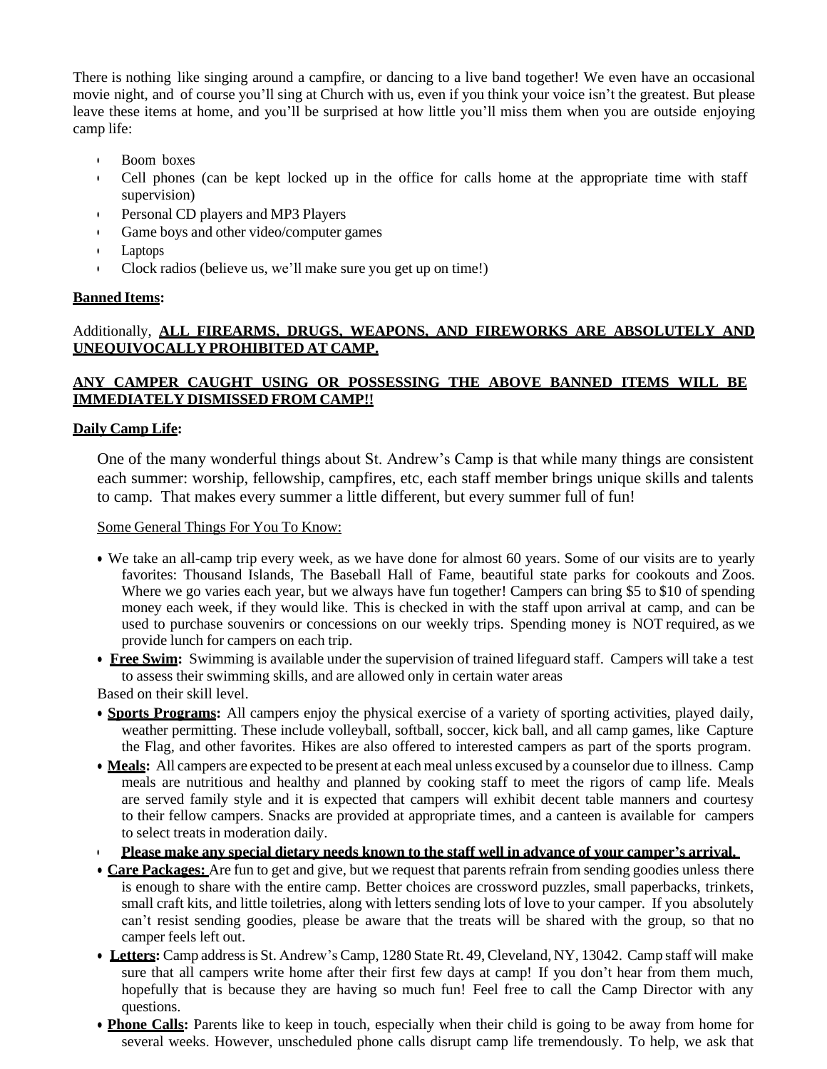There is nothing like singing around a campfire, or dancing to a live band together! We even have an occasional movie night, and of course you'll sing at Church with us, even if you think your voice isn't the greatest. But please leave these items at home, and you'll be surprised at how little you'll miss them when you are outside enjoying camp life:

- Boom boxes
- Cell phones (can be kept locked up in the office for calls home at the appropriate time with staff supervision)
- Personal CD players and MP3 Players
- Game boys and other video/computer games
- Laptops
- Clock radios (believe us, we'll make sure you get up on time!)

**Banned Items:**

Additionally, **ALL FIREARMS, DRUGS, WEAPONS, AND FIREWORKS ARE ABSOLUTELY AND UNEQUIVOCALLY PROHIBITED AT CAMP.**

**ANY CAMPER CAUGHT USING OR POSSESSING THE ABOVE BANNED ITEMS WILL BE IMMEDIATELY DISMISSED FROM CAMP!!**

**Daily Camp Life:**

One of the many wonderful things about St. Andrew's Camp is that while many things are consistent each summer: worship, fellowship, campfires, etc, each staff member brings unique skills and talents to camp. That makes every summer a little different, but every summer full of fun!

Some General Things For You To Know:

- We take an all-camp trip every week, as we have done for almost 60 years. Some of our visits are to yearly favorites: Thousand Islands, The Baseball Hall of Fame, beautiful state parks for cookouts and Zoos. Where we go varies each year, but we always have fun together! Campers can bring $5 to $10 of spending money each week, if they would like. This is checked in with the staff upon arrival at camp, and can be used to purchase souvenirs or concessions on our weekly trips. Spending money is NOT required, as we provide lunch for campers on each trip.
- **Free Swim:** Swimming is available under the supervision of trained lifeguard staff. Campers will take a test to assess their swimming skills, and are allowed only in certain water areas Based on their skill level.
- **Sports Programs:** All campers enjoy the physical exercise of a variety of sporting activities, played daily, weather permitting. These include volleyball, softball, soccer, kick ball, and all camp games, like Capture the Flag, and other favorites. Hikes are also offered to interested campers as part of the sports program.
- **Meals:** All campers are expected to be present at each meal unless excused by a counselor due to illness. Camp meals are nutritious and healthy and planned by cooking staff to meet the rigors of camp life. Meals are served family style and it is expected that campers will exhibit decent table manners and courtesy to their fellow campers. Snacks are provided at appropriate times, and a canteen is available for campers to select treats in moderation daily.
- **Please make any special dietary needs known to the staff well in advance of your camper's arrival.**
- **Care Packages:** Are fun to get and give, but we request that parents refrain from sending goodies unless there is enough to share with the entire camp. Better choices are crossword puzzles, small paperbacks, trinkets, small craft kits, and little toiletries, along with letters sending lots of love to your camper. If you absolutely can't resist sending goodies, please be aware that the treats will be shared with the group, so that no camper feels left out.
- **Letters:** Camp address is St. Andrew's Camp, 1280 State Rt. 49, Cleveland, NY, 13042. Camp staff will make sure that all campers write home after their first few days at camp! If you don't hear from them much, hopefully that is because they are having so much fun! Feel free to call the Camp Director with any questions.
- **Phone Calls:** Parents like to keep in touch, especially when their child is going to be away from home for several weeks. However, unscheduled phone calls disrupt camp life tremendously. To help, we ask that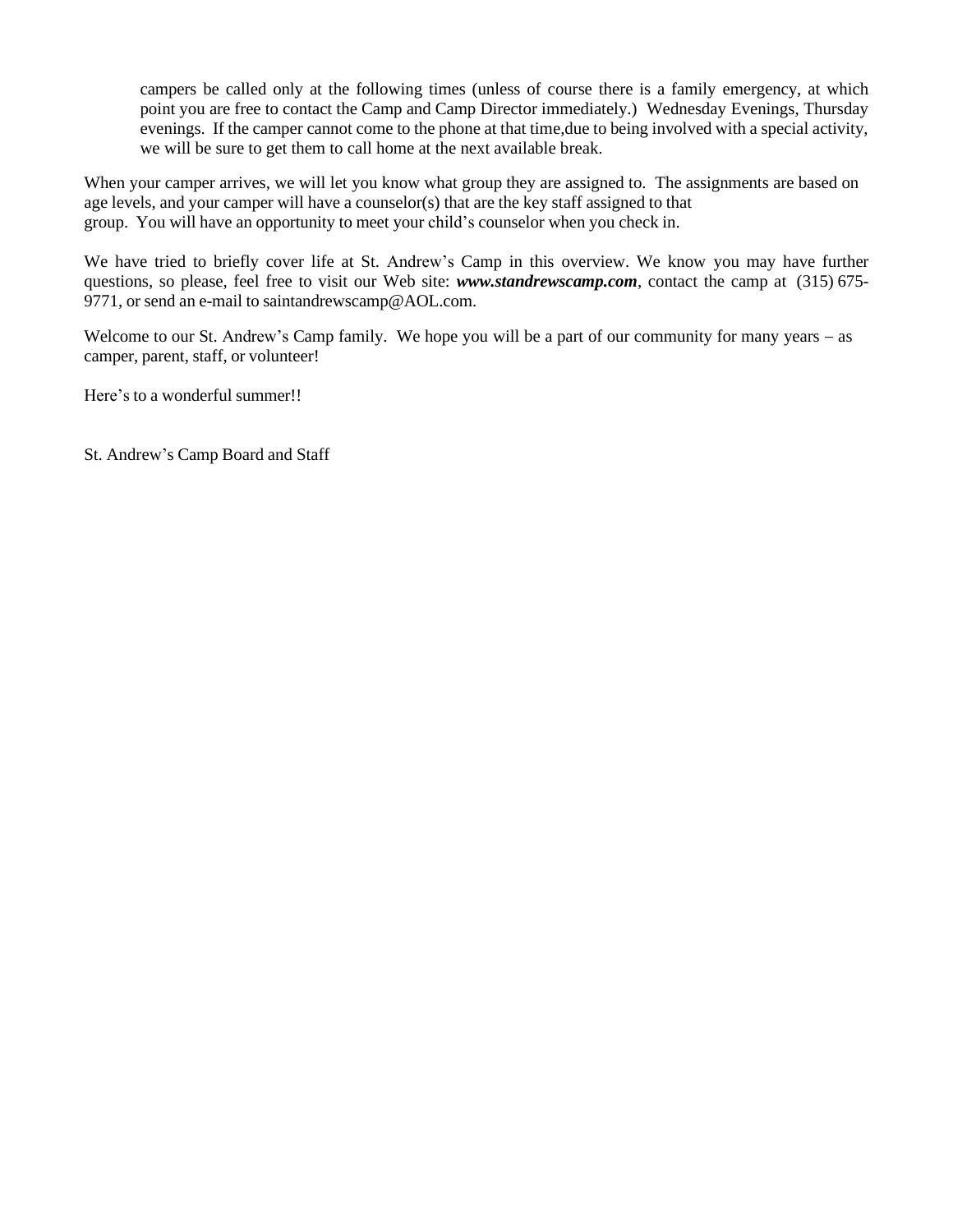campers be called only at the following times (unless of course there is a family emergency, at which point you are free to contact the Camp and Camp Director immediately.) Wednesday Evenings, Thursday evenings. If the camper cannot come to the phone at that time,due to being involved with a special activity, we will be sure to get them to call home at the next available break.

When your camper arrives, we will let you know what group they are assigned to. The assignments are based on age levels, and your camper will have a counselor(s) that are the key staff assigned to that group. You will have an opportunity to meet your child's counselor when you check in.

We have tried to briefly cover life at St. Andrew's Camp in this overview. We know you may have further questions, so please, feel free to visit our Web site: ***www.standrewscamp.com***, contact the camp at (315) 675-9771, or send an e-mail to saintandrewscamp@AOL.com.

Welcome to our St. Andrew's Camp family. We hope you will be a part of our community for many years – as camper, parent, staff, or volunteer!

Here's to a wonderful summer!!

St. Andrew's Camp Board and Staff